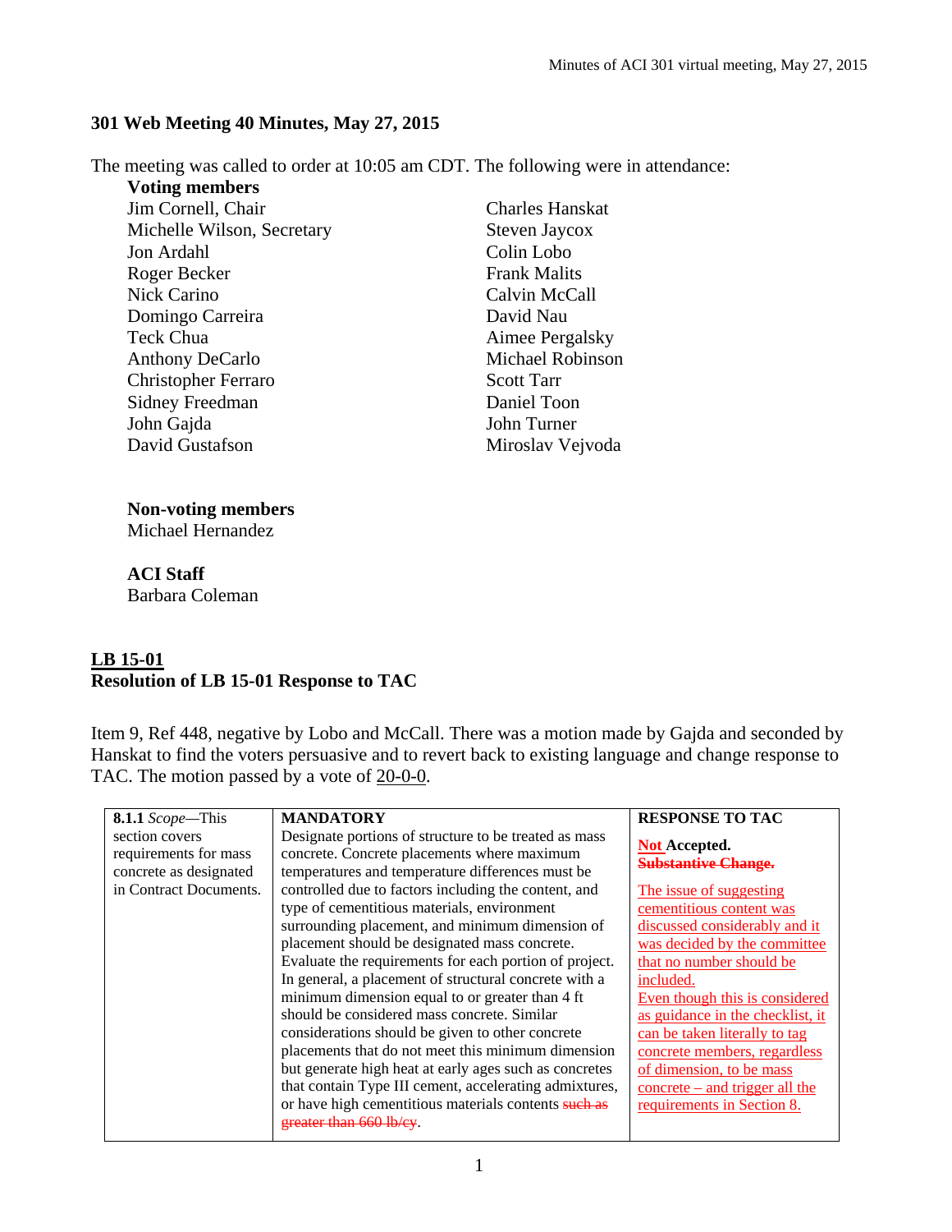# 301 Web Meeting 40 Minutes, May 27, 2015

The meeting was called to order at 10:05 am CDT. The following were in attendance:

**Voting members**

| | |
|---|---|
| Jim Cornell, Chair | Charles Hanskat |
| Michelle Wilson, Secretary | Steven Jaycox |
| Jon Ardahl | Colin Lobo |
| Roger Becker | Frank Malits |
| Nick Carino | Calvin McCall |
| Domingo Carreira | David Nau |
| Teck Chua | Aimee Pergalsky |
| Anthony DeCarlo | Michael Robinson |
| Christopher Ferraro | Scott Tarr |
| Sidney Freedman | Daniel Toon |
| John Gajda | John Turner |
| David Gustafson | Miroslav Vejvoda |

**Non-voting members**

Michael Hernandez

**ACI Staff**

Barbara Coleman

## LB 15-01

## Resolution of LB 15-01 Response to TAC

Item 9, Ref 448, negative by Lobo and McCall. There was a motion made by Gajda and seconded by Hanskat to find the voters persuasive and to revert back to existing language and change response to TAC. The motion passed by a vote of 20-0-0.

| **8.1.1** *Scope*—This section covers requirements for mass concrete as designated in Contract Documents. | **MANDATORY**<br>Designate portions of structure to be treated as mass concrete. Concrete placements where maximum temperatures and temperature differences must be controlled due to factors including the content, and type of cementitious materials, environment surrounding placement, and minimum dimension of placement should be designated mass concrete. Evaluate the requirements for each portion of project. In general, a placement of structural concrete with a minimum dimension equal to or greater than 4 ft should be considered mass concrete. Similar considerations should be given to other concrete placements that do not meet this minimum dimension but generate high heat at early ages such as concretes that contain Type III cement, accelerating admixtures, or have high cementitious materials contents ~~such as greater than 660 lb/cy~~. | **RESPONSE TO TAC**<br>Not **Accepted.**<br>~~**Substantive Change.**~~<br>The issue of suggesting cementitious content was discussed considerably and it was decided by the committee that no number should be included.<br>Even though this is considered as guidance in the checklist, it can be taken literally to tag concrete members, regardless of dimension, to be mass concrete – and trigger all the requirements in Section 8. |
|---|---|---|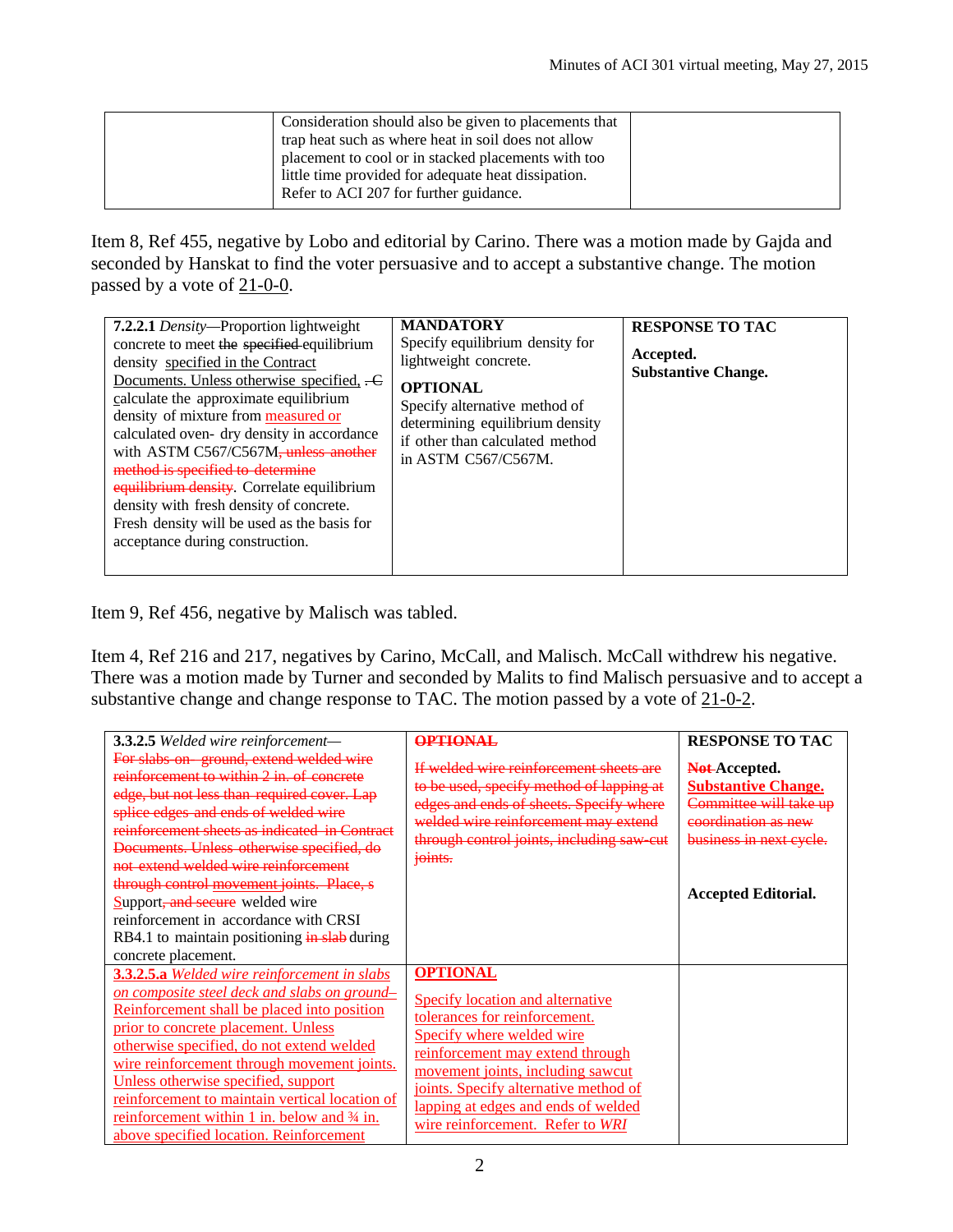| | Consideration should also be given to placements that trap heat such as where heat in soil does not allow placement to cool or in stacked placements with too little time provided for adequate heat dissipation. Refer to ACI 207 for further guidance. | |
|---|---|---|

Item 8, Ref 455, negative by Lobo and editorial by Carino. There was a motion made by Gajda and seconded by Hanskat to find the voter persuasive and to accept a substantive change. The motion passed by a vote of <u>21-0-0</u>.

| | | |
|---|---|---|
| **7.2.2.1** *Density*—Proportion lightweight concrete to meet ~~the specified~~ equilibrium density <u>specified in the Contract Documents. Unless otherwise specified,</u> ~~, C~~ <u>c</u>alculate the approximate equilibrium density of mixture from <u>measured or</u> calculated oven- dry density in accordance with ASTM C567/C567M~~, unless another method is specified to determine equilibrium density~~. Correlate equilibrium density with fresh density of concrete. Fresh density will be used as the basis for acceptance during construction. | **MANDATORY**<br>Specify equilibrium density for lightweight concrete.<br><br>**OPTIONAL**<br>Specify alternative method of determining equilibrium density if other than calculated method in ASTM C567/C567M. | **RESPONSE TO TAC**<br><br>**Accepted.**<br>**Substantive Change.** |

Item 9, Ref 456, negative by Malisch was tabled.

Item 4, Ref 216 and 217, negatives by Carino, McCall, and Malisch. McCall withdrew his negative. There was a motion made by Turner and seconded by Malits to find Malisch persuasive and to accept a substantive change and change response to TAC. The motion passed by a vote of <u>21-0-2</u>.

| | | |
|---|---|---|
| **3.3.2.5** *Welded wire reinforcement*—~~For slabs on ground, extend welded wire reinforcement to within 2 in. of concrete edge, but not less than required cover. Lap splice edges and ends of welded wire reinforcement sheets as indicated in Contract Documents. Unless otherwise specified, do not extend welded wire reinforcement through control movement joints. Place, s~~ <u>S</u>upport~~, and secure~~ welded wire reinforcement in accordance with CRSI RB4.1 to maintain positioning ~~in slab~~ during concrete placement. | ~~**OPTIONAL**~~<br><br>~~If welded wire reinforcement sheets are to be used, specify method of lapping at edges and ends of sheets. Specify where welded wire reinforcement may extend through control joints, including saw-cut joints.~~ | **RESPONSE TO TAC**<br><br>~~**Not**~~ **Accepted.**<br><u>**Substantive Change.**</u><br>~~Committee will take up coordination as new business in next cycle.~~<br><br>**Accepted Editorial.** |
| <u>**3.3.2.5.a** *Welded wire reinforcement in slabs on composite steel deck and slabs on ground*–Reinforcement shall be placed into position prior to concrete placement. Unless otherwise specified, do not extend welded wire reinforcement through movement joints. Unless otherwise specified, support reinforcement to maintain vertical location of reinforcement within 1 in. below and ¾ in. above specified location. Reinforcement</u> | <u>**OPTIONAL**</u><br><br><u>Specify location and alternative tolerances for reinforcement. Specify where welded wire reinforcement may extend through movement joints, including sawcut joints. Specify alternative method of lapping at edges and ends of welded wire reinforcement. Refer to *WRI*</u> | |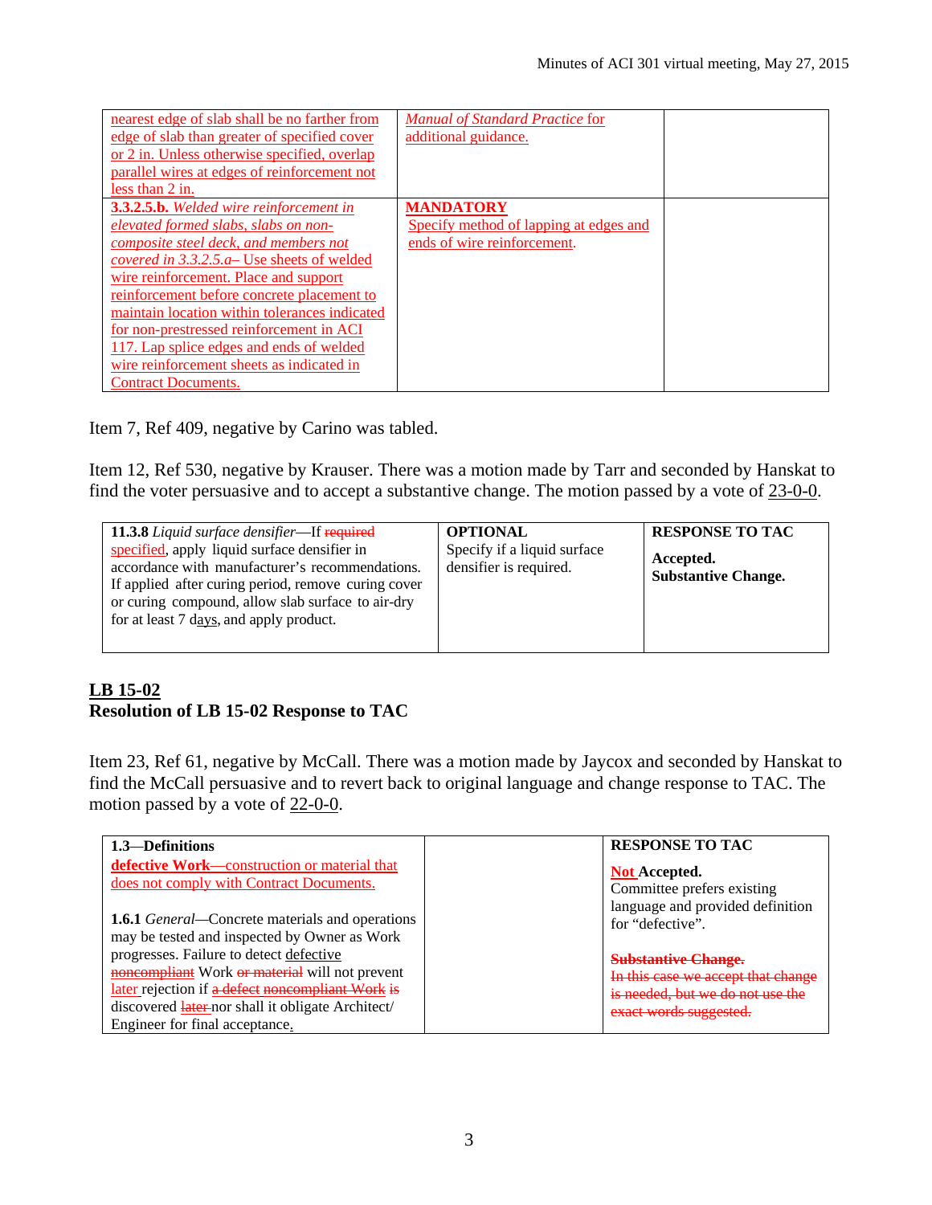| nearest edge of slab shall be no farther from edge of slab than greater of specified cover or 2 in. Unless otherwise specified, overlap parallel wires at edges of reinforcement not less than 2 in. | *Manual of Standard Practice* for additional guidance. | |
|---|---|---|
| **3.3.2.5.b.** *Welded wire reinforcement in elevated formed slabs, slabs on non-composite steel deck, and members not covered in 3.3.2.5.a*– Use sheets of welded wire reinforcement. Place and support reinforcement before concrete placement to maintain location within tolerances indicated for non-prestressed reinforcement in ACI 117. Lap splice edges and ends of welded wire reinforcement sheets as indicated in Contract Documents. | **MANDATORY** Specify method of lapping at edges and ends of wire reinforcement. | |

Item 7, Ref 409, negative by Carino was tabled.

Item 12, Ref 530, negative by Krauser. There was a motion made by Tarr and seconded by Hanskat to find the voter persuasive and to accept a substantive change. The motion passed by a vote of 23-0-0.

| **11.3.8** *Liquid surface densifier*—If ~~required~~ specified, apply liquid surface densifier in accordance with manufacturer's recommendations. If applied after curing period, remove curing cover or curing compound, allow slab surface to air-dry for at least 7 days, and apply product. | **OPTIONAL** Specify if a liquid surface densifier is required. | **RESPONSE TO TAC** **Accepted. Substantive Change.** |
|---|---|---|

## LB 15-02

## Resolution of LB 15-02 Response to TAC

Item 23, Ref 61, negative by McCall. There was a motion made by Jaycox and seconded by Hanskat to find the McCall persuasive and to revert back to original language and change response to TAC. The motion passed by a vote of 22-0-0.

| **1.3—Definitions** **defective Work—**construction or material that does not comply with Contract Documents. **1.6.1** *General*—Concrete materials and operations may be tested and inspected by Owner as Work progresses. Failure to detect defective ~~noncompliant~~ Work ~~or material~~ will not prevent later rejection if ~~a defect~~ ~~noncompliant Work~~ ~~is~~ discovered ~~later~~ nor shall it obligate Architect/ Engineer for final acceptance. | | **RESPONSE TO TAC** **Not Accepted.** Committee prefers existing language and provided definition for "defective". ~~**Substantive Change.**~~ ~~In this case we accept that change is needed, but we do not use the exact words suggested.~~ |
|---|---|---|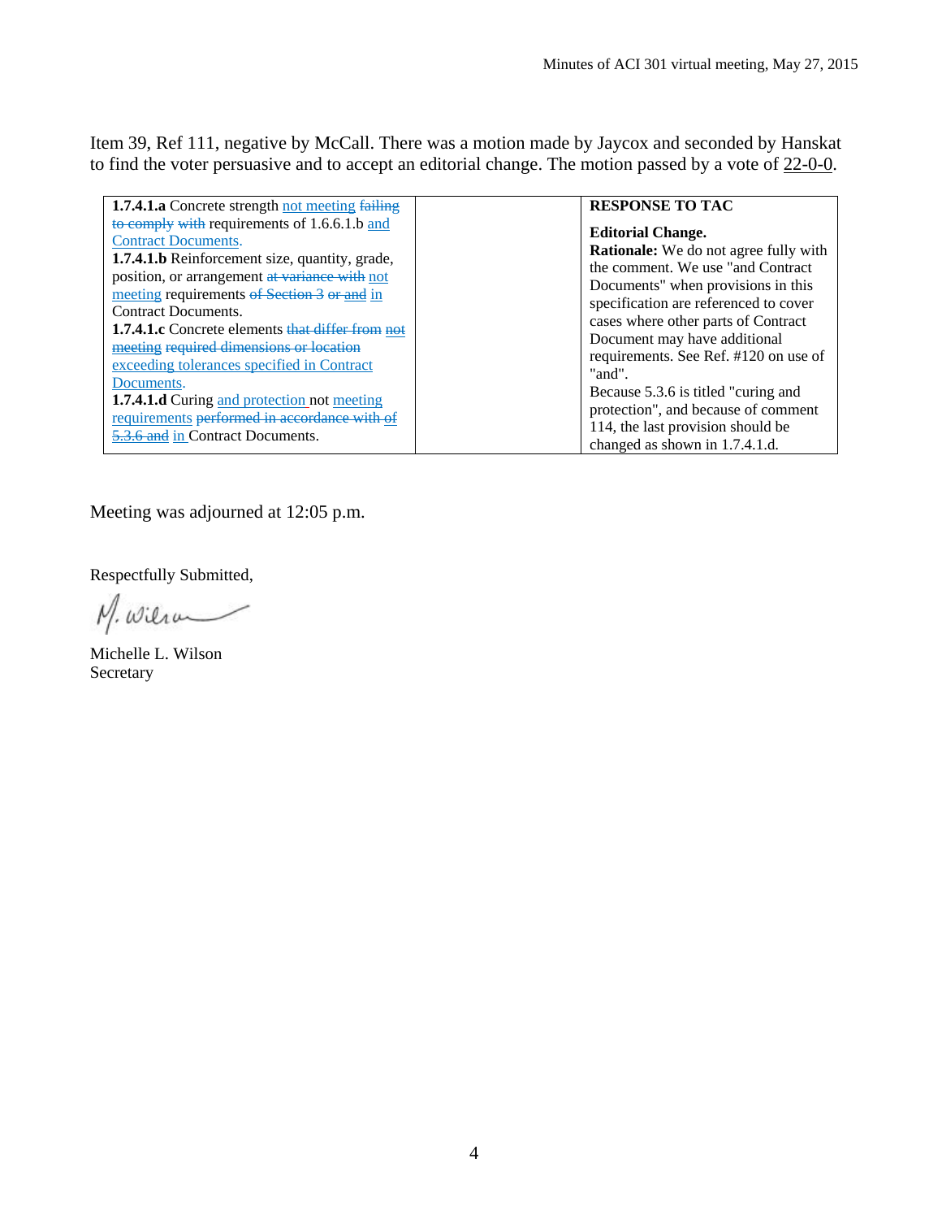Item 39, Ref 111, negative by McCall. There was a motion made by Jaycox and seconded by Hanskat to find the voter persuasive and to accept an editorial change. The motion passed by a vote of 22-0-0.

| | | |
|---|---|---|
| **1.7.4.1.a** Concrete strength <ins>not meeting</ins> ~~failing to comply with~~ requirements of 1.6.6.1.b <ins>and Contract Documents.</ins><br>**1.7.4.1.b** Reinforcement size, quantity, grade, position, or arrangement ~~at variance with~~ <ins>not meeting</ins> requirements ~~of Section 3 or and~~ <ins>in</ins> Contract Documents.<br>**1.7.4.1.c** Concrete elements ~~that differ from~~ <ins>not meeting</ins> ~~required dimensions or location~~ <ins>exceeding tolerances specified in Contract Documents.</ins><br>**1.7.4.1.d** Curing <ins>and protection</ins> not <ins>meeting requirements</ins> ~~performed in accordance with of 5.3.6 and~~ <ins>in</ins> Contract Documents. | | **RESPONSE TO TAC**<br><br>**Editorial Change.**<br>**Rationale:** We do not agree fully with the comment. We use "and Contract Documents" when provisions in this specification are referenced to cover cases where other parts of Contract Document may have additional requirements. See Ref. #120 on use of "and".<br>Because 5.3.6 is titled "curing and protection", and because of comment 114, the last provision should be changed as shown in 1.7.4.1.d. |

Meeting was adjourned at 12:05 p.m.

Respectfully Submitted,

M. Wilson

Michelle L. Wilson
Secretary